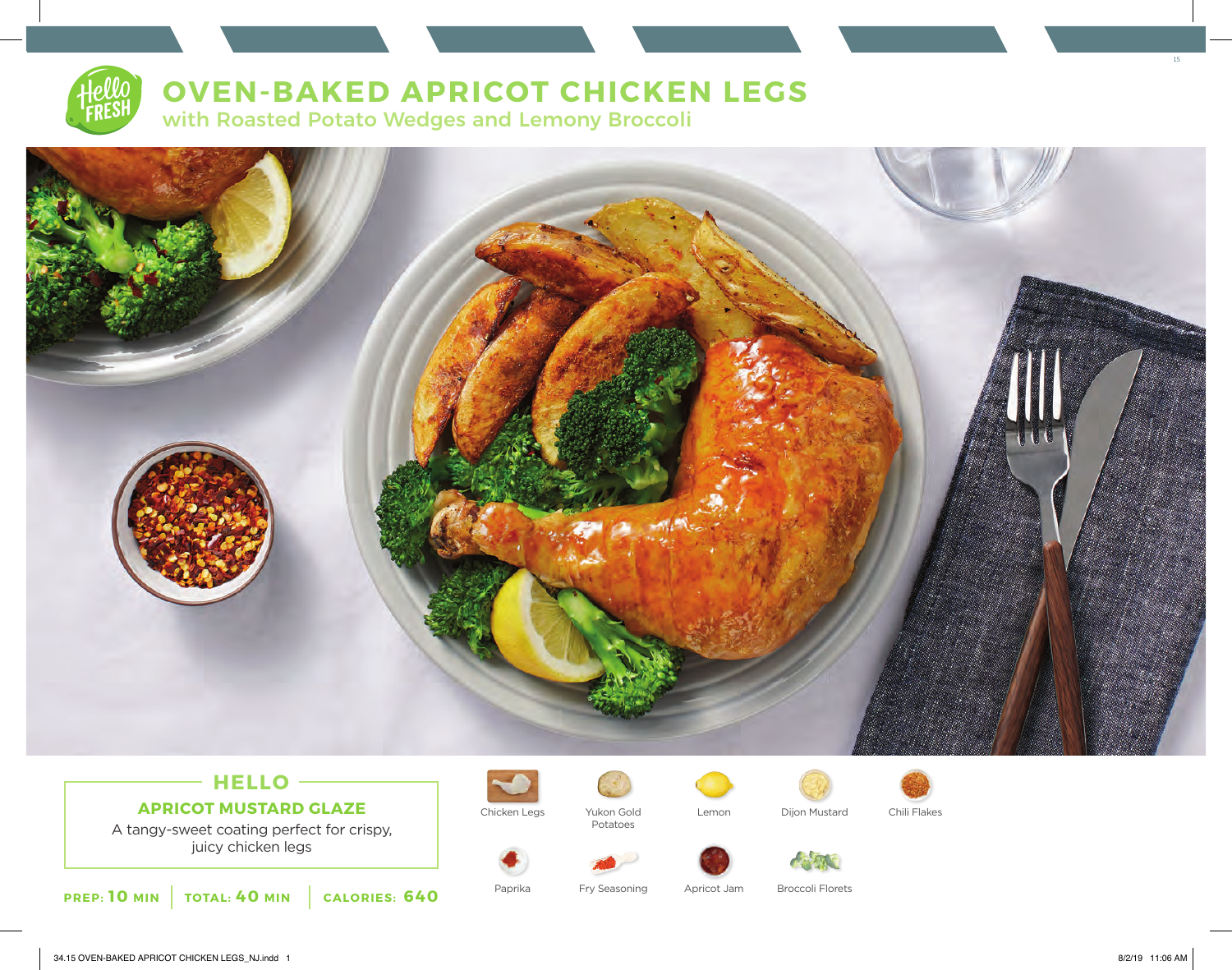# OVEN-BAKED APRICOT CHICKEN LEGS

## with Roasted Potato Wedges and Lemony Broccoli

### HELLO

**APRICOT MUSTARD GLAZE**

A tangy-sweet coating perfect for crispy, juicy chicken legs

**PREP: 10 MIN** | **TOTAL: 40 MIN** | **CALORIES: 640**

- Chicken Legs
- Yukon Gold Potatoes
- Lemon
- Dijon Mustard
- Chili Flakes
- Paprika
- Fry Seasoning
- Apricot Jam
- Broccoli Florets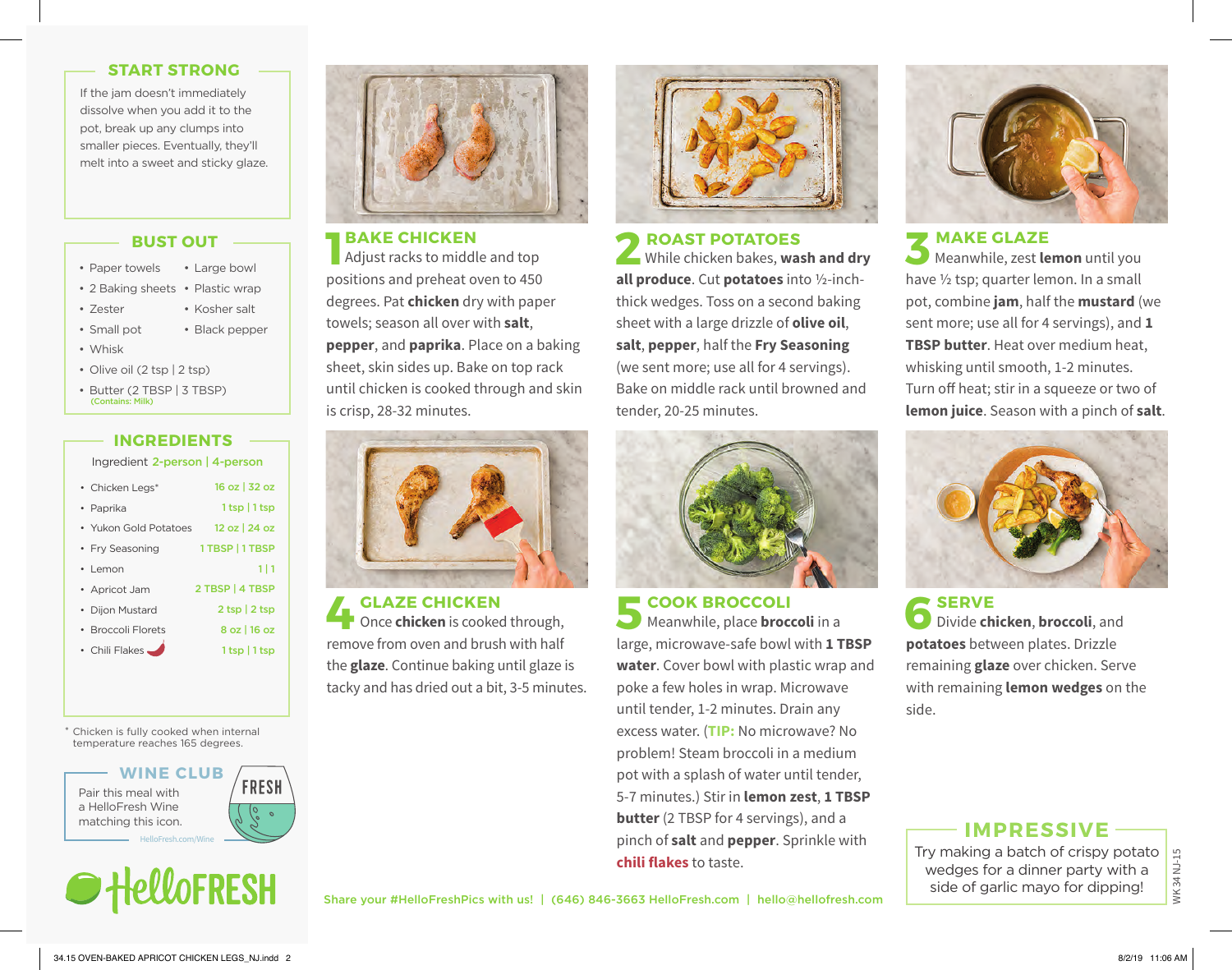## START STRONG

If the jam doesn't immediately dissolve when you add it to the pot, break up any clumps into smaller pieces. Eventually, they'll melt into a sweet and sticky glaze.

## BUST OUT

- Paper towels
- Large bowl
- 2 Baking sheets
- Plastic wrap
- Zester
- Kosher salt
- Small pot
- Black pepper
- Whisk
- Olive oil (2 tsp | 2 tsp)
- Butter (2 TBSP | 3 TBSP) (Contains: Milk)

## INGREDIENTS

| Ingredient | 2-person \| 4-person |
|---|---|
| Chicken Legs* | 16 oz \| 32 oz |
| Paprika | 1 tsp \| 1 tsp |
| Yukon Gold Potatoes | 12 oz \| 24 oz |
| Fry Seasoning | 1 TBSP \| 1 TBSP |
| Lemon | 1 \| 1 |
| Apricot Jam | 2 TBSP \| 4 TBSP |
| Dijon Mustard | 2 tsp \| 2 tsp |
| Broccoli Florets | 8 oz \| 16 oz |
| Chili Flakes | 1 tsp \| 1 tsp |

* Chicken is fully cooked when internal temperature reaches 165 degrees.

## WINE CLUB

Pair this meal with a HelloFresh Wine matching this icon.

FRESH

HelloFresh.com/Wine

HelloFRESH

## 1 BAKE CHICKEN

Adjust racks to middle and top positions and preheat oven to 450 degrees. Pat **chicken** dry with paper towels; season all over with **salt**, **pepper**, and **paprika**. Place on a baking sheet, skin sides up. Bake on top rack until chicken is cooked through and skin is crisp, 28-32 minutes.

## 2 ROAST POTATOES

While chicken bakes, **wash and dry all produce**. Cut **potatoes** into ½-inch-thick wedges. Toss on a second baking sheet with a large drizzle of **olive oil**, **salt**, **pepper**, half the **Fry Seasoning** (we sent more; use all for 4 servings). Bake on middle rack until browned and tender, 20-25 minutes.

## 3 MAKE GLAZE

Meanwhile, zest **lemon** until you have ½ tsp; quarter lemon. In a small pot, combine **jam**, half the **mustard** (we sent more; use all for 4 servings), and **1 TBSP butter**. Heat over medium heat, whisking until smooth, 1-2 minutes. Turn off heat; stir in a squeeze or two of **lemon juice**. Season with a pinch of **salt**.

## 4 GLAZE CHICKEN

Once **chicken** is cooked through, remove from oven and brush with half the **glaze**. Continue baking until glaze is tacky and has dried out a bit, 3-5 minutes.

## 5 COOK BROCCOLI

Meanwhile, place **broccoli** in a large, microwave-safe bowl with **1 TBSP water**. Cover bowl with plastic wrap and poke a few holes in wrap. Microwave until tender, 1-2 minutes. Drain any excess water. (**TIP:** No microwave? No problem! Steam broccoli in a medium pot with a splash of water until tender, 5-7 minutes.) Stir in **lemon zest**, **1 TBSP butter** (2 TBSP for 4 servings), and a pinch of **salt** and **pepper**. Sprinkle with **chili flakes** to taste.

## 6 SERVE

Divide **chicken**, **broccoli**, and **potatoes** between plates. Drizzle remaining **glaze** over chicken. Serve with remaining **lemon wedges** on the side.

## IMPRESSIVE

Try making a batch of crispy potato wedges for a dinner party with a side of garlic mayo for dipping!

Share your #HelloFreshPics with us! | (646) 846-3663 HelloFresh.com | hello@hellofresh.com

WK 34 NJ-15